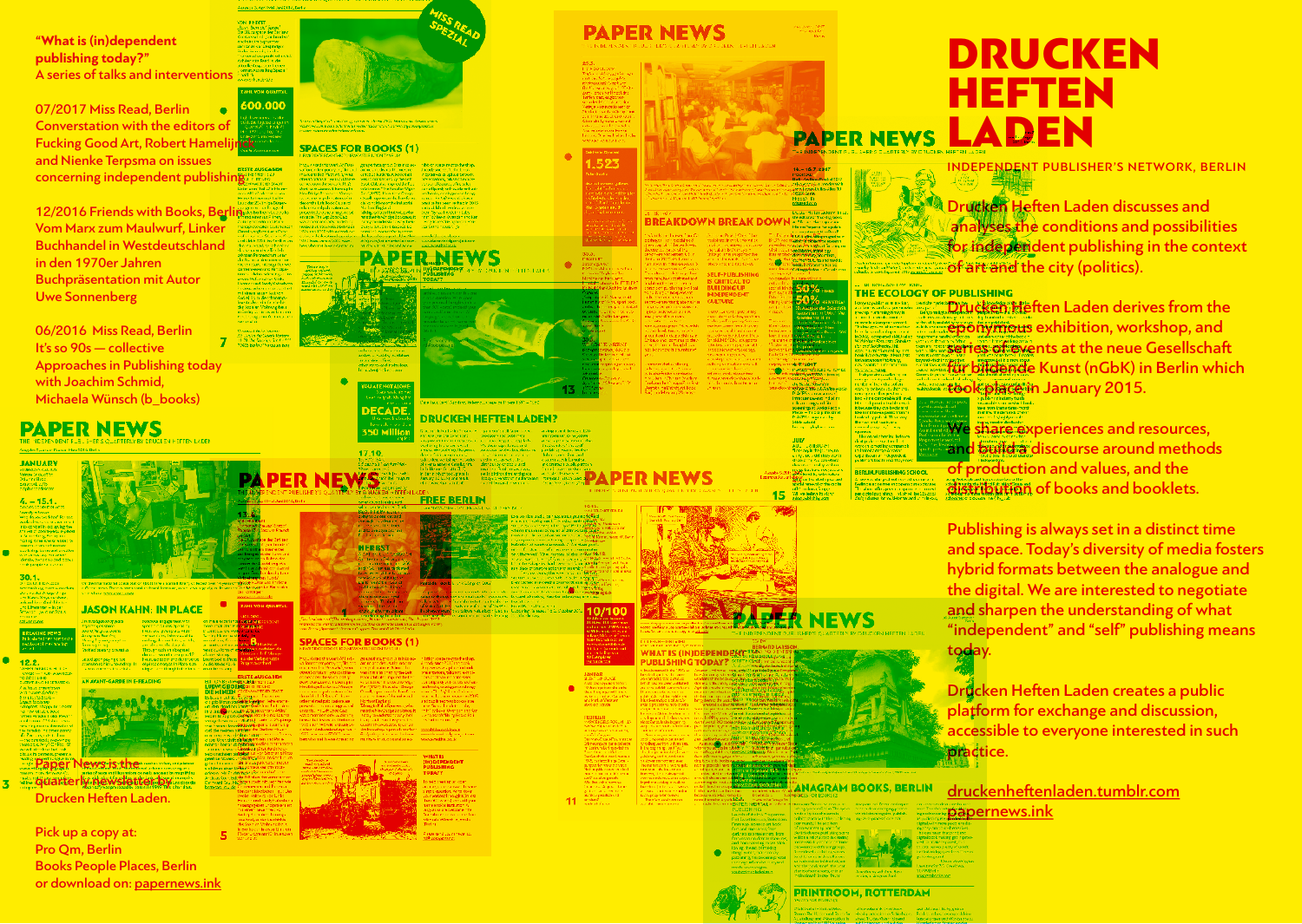"What is (in)dependent publishing today?"
A series of talks and interventions

07/2017 Miss Read, Berlin
Conversation with the editors of Fucking Good Art, Robert Hamelijnck and Nienke Terpsma on issues concerning independent publishing

12/2016 Friends with Books, Berlin
Vom Marx zum Maulwurf, Linker Buchhandel in Westdeutschland in den 1970er Jahren
Buchpräsentation mit Autor Uwe Sonnenberg

06/2016 Miss Read, Berlin
It's so 90s — collective Approaches in Publishing today with Joachim Schmid, Michaela Wünsch (b_books)

Paper News is the quarterly newsletter by Drucken Heften Laden.

Pick up a copy at:
Pro Qm, Berlin
Books People Places, Berlin
or download on: papernews.ink

# DRUCKEN HEFTEN LADEN

INDEPENDENT PUBLISHER'S NETWORK, BERLIN

Drucken Heften Laden discusses and analyses the conditions and possibilities for independent publishing in the context of art and the city (politics).

Drucken Heften Laden derives from the eponymous exhibition, workshop, and series of events at the neue Gesellschaft für bildende Kunst (nGbK) in Berlin which took place in January 2015.

We share experiences and resources, and build a discourse around methods of production and values, and the distribution of books and booklets.

Publishing is always set in a distinct time and space. Today's diversity of media fosters hybrid formats between the analogue and the digital. We are interested to negotiate and sharpen the understanding of what "independent" and "self" publishing means today.

Drucken Heften Laden creates a public platform for exchange and discussion, accessible to everyone interested in such practice.

druckenheftenladen.tumblr.com
papernews.ink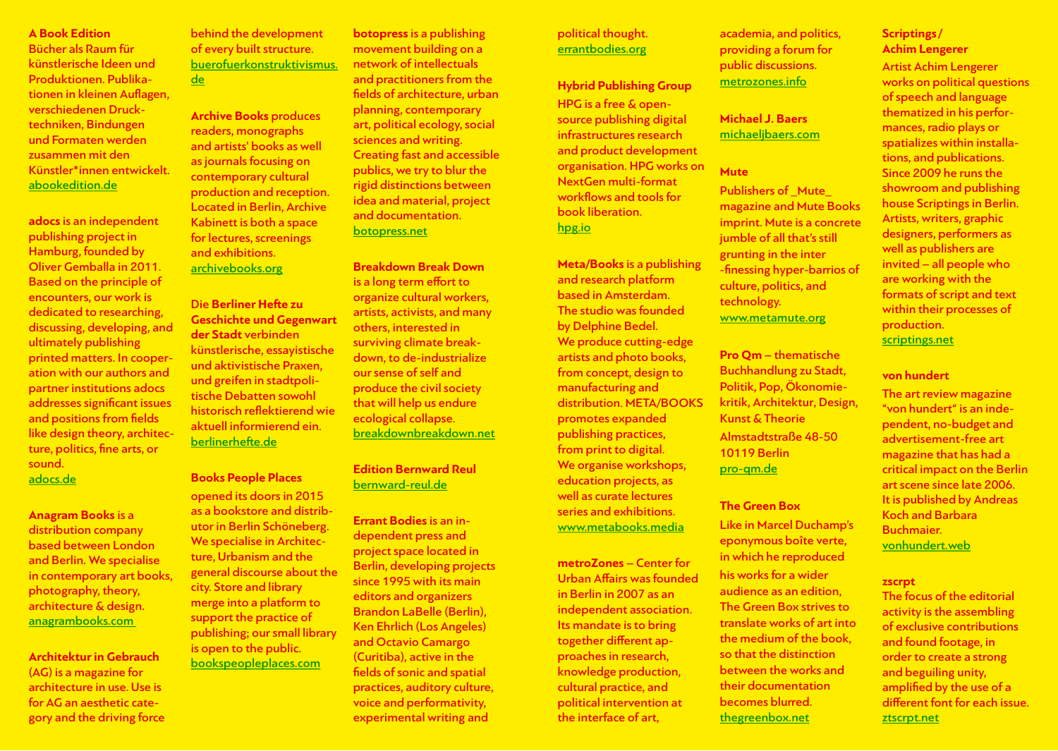**A Book Edition**
Bücher als Raum für künstlerische Ideen und Produktionen. Publikationen in kleinen Auflagen, verschiedenen Drucktechniken, Bindungen und Formaten werden zusammen mit den Künstler*innen entwickelt.
abookedition.de

**adocs** is an independent publishing project in Hamburg, founded by Oliver Gemballa in 2011. Based on the principle of encounters, our work is dedicated to researching, discussing, developing, and ultimately publishing printed matters. In cooperation with our authors and partner institutions adocs addresses significant issues and positions from fields like design theory, architecture, politics, fine arts, or sound.
adocs.de

**Anagram Books** is a distribution company based between London and Berlin. We specialise in contemporary art books, photography, theory, architecture & design.
anagrambooks.com

**Architektur in Gebrauch** (AG) is a magazine for architecture in use. Use is for AG an aesthetic category and the driving force behind the development of every built structure.
buerofuerkonstruktivismus.de

**Archive Books** produces readers, monographs and artists' books as well as journals focusing on contemporary cultural production and reception. Located in Berlin, Archive Kabinett is both a space for lectures, screenings and exhibitions.
archivebooks.org

Die **Berliner Hefte zu Geschichte und Gegenwart der Stadt** verbinden künstlerische, essayistische und aktivistische Praxen, und greifen in stadtpolitische Debatten sowohl historisch reflektierend wie aktuell informierend ein.
berlinerhefte.de

**Books People Places**
opened its doors in 2015 as a bookstore and distributor in Berlin Schöneberg. We specialise in Architecture, Urbanism and the general discourse about the city. Store and library merge into a platform to support the practice of publishing; our small library is open to the public.
bookspeopleplaces.com

**botopress** is a publishing movement building on a network of intellectuals and practitioners from the fields of architecture, urban planning, contemporary art, political ecology, social sciences and writing. Creating fast and accessible publics, we try to blur the rigid distinctions between idea and material, project and documentation.
botopress.net

**Breakdown Break Down**
is a long term effort to organize cultural workers, artists, activists, and many others, interested in surviving climate breakdown, to de-industrialize our sense of self and produce the civil society that will help us endure ecological collapse.
breakdownbreakdown.net

**Edition Bernward Reul**
bernward-reul.de

**Errant Bodies** is an independent press and project space located in Berlin, developing projects since 1995 with its main editors and organizers Brandon LaBelle (Berlin), Ken Ehrlich (Los Angeles) and Octavio Camargo (Curitiba), active in the fields of sonic and spatial practices, auditory culture, voice and performativity, experimental writing and political thought.
errantbodies.org

**Hybrid Publishing Group**
HPG is a free & open-source publishing digital infrastructures research and product development organisation. HPG works on NextGen multi-format workflows and tools for book liberation.
hpg.io

**Meta/Books** is a publishing and research platform based in Amsterdam. The studio was founded by Delphine Bedel. We produce cutting-edge artists and photo books, from concept, design to manufacturing and distribution. META/BOOKS promotes expanded publishing practices, from print to digital. We organise workshops, education projects, as well as curate lectures series and exhibitions.
www.metabooks.media

**metroZones** – Center for Urban Affairs was founded in Berlin in 2007 as an independent association. Its mandate is to bring together different approaches in research, knowledge production, cultural practice, and political intervention at the interface of art, academia, and politics, providing a forum for public discussions.
metrozones.info

**Michael J. Baers**
michaeljbaers.com

**Mute**
Publishers of _Mute_ magazine and Mute Books imprint. Mute is a concrete jumble of all that's still grunting in the inter -finessing hyper-barrios of culture, politics, and technology.
www.metamute.org

**Pro Qm** – thematische Buchhandlung zu Stadt, Politik, Pop, Ökonomiekritik, Architektur, Design, Kunst & Theorie
Almstadtstraße 48-50
10119 Berlin
pro-qm.de

**The Green Box**
Like in Marcel Duchamp's eponymous boîte verte, in which he reproduced his works for a wider audience as an edition, The Green Box strives to translate works of art into the medium of the book, so that the distinction between the works and their documentation becomes blurred.
thegreenbox.net

**Scriptings / Achim Lengerer**
Artist Achim Lengerer works on political questions of speech and language thematized in his performances, radio plays or spatializes within installations, and publications. Since 2009 he runs the showroom and publishing house Scriptings in Berlin. Artists, writers, graphic designers, performers as well as publishers are invited – all people who are working with the formats of script and text within their processes of production.
scriptings.net

**von hundert**
The art review magazine "von hundert" is an independent, no-budget and advertisement-free art magazine that has had a critical impact on the Berlin art scene since late 2006. It is published by Andreas Koch and Barbara Buchmaier.
vonhundert.web

**zscrpt**
The focus of the editorial activity is the assembling of exclusive contributions and found footage, in order to create a strong and beguiling unity, amplified by the use of a different font for each issue.
ztscrpt.net